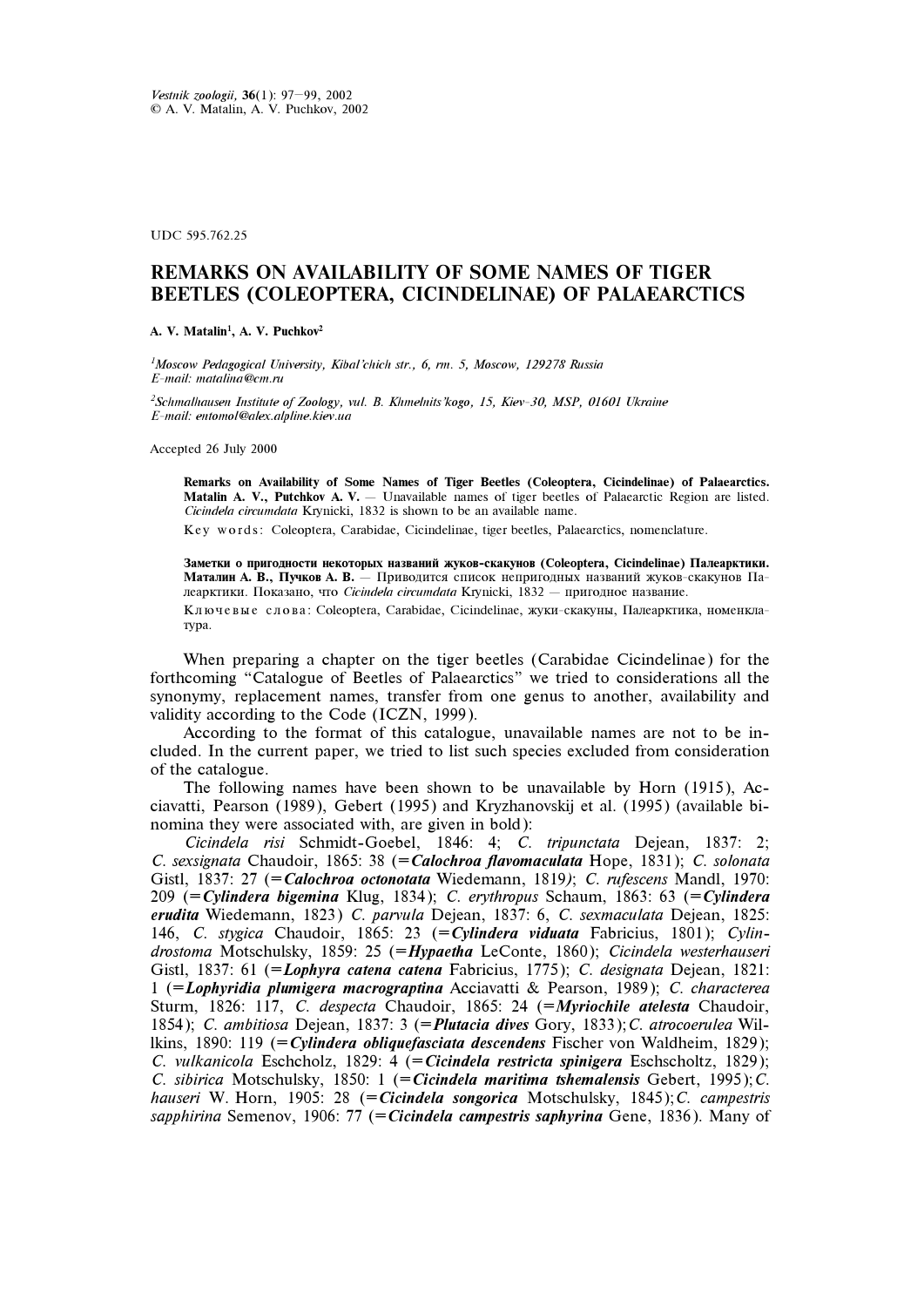Vestnik zoologii, 36(1): 97–99, 2002
© A. V. Matalin, A. V. Puchkov, 2002

UDC 595.762.25

# REMARKS ON AVAILABILITY OF SOME NAMES OF TIGER BEETLES (COLEOPTERA, CICINDELINAE) OF PALAEARCTICS

**A. V. Matalin**[1], **A. V. Puchkov**[2]

[1] *Moscow Pedagogical University, Kibal'chich str., 6, rm. 5, Moscow, 129278 Russia*
*E-mail: matalina@cm.ru*

[2] *Schmalhausen Institute of Zoology, vul. B. Khmelnits'kogo, 15, Kiev-30, MSP, 01601 Ukraine*
*E-mail: entomol@alex.alpline.kiev.ua*

Accepted 26 July 2000

**Remarks on Availability of Some Names of Tiger Beetles (Coleoptera, Cicindelinae) of Palaearctics. Matalin A. V., Putchkov A. V.** — Unavailable names of tiger beetles of Palaearctic Region are listed. *Cicindela circumdata* Krynicki, 1832 is shown to be an available name.

Key words: Coleoptera, Carabidae, Cicindelinae, tiger beetles, Palaearctics, nomenclature.

**Заметки о пригодности некоторых названий жуков-скакунов (Coleoptera, Cicindelinae) Палеарктики. Маталин А. В., Пучков А. В.** — Приводится список непригодных названий жуков-скакунов Палеарктики. Показано, что *Cicindela circumdata* Krynicki, 1832 — пригодное название.

Ключевые слова: Coleoptera, Carabidae, Cicindelinae, жуки-скакуны, Палеарктика, номенклатура.

When preparing a chapter on the tiger beetles (Carabidae Cicindelinae) for the forthcoming "Catalogue of Beetles of Palaearctics" we tried to considerations all the synonymy, replacement names, transfer from one genus to another, availability and validity according to the Code (ICZN, 1999).

According to the format of this catalogue, unavailable names are not to be included. In the current paper, we tried to list such species excluded from consideration of the catalogue.

The following names have been shown to be unavailable by Horn (1915), Acciavatti, Pearson (1989), Gebert (1995) and Kryzhanovskij et al. (1995) (available binomina they were associated with, are given in bold):

*Cicindela risi* Schmidt-Goebel, 1846: 4; *C. tripunctata* Dejean, 1837: 2; *C. sexsignata* Chaudoir, 1865: 38 (=***Calochroa flavomaculata*** Hope, 1831); *C. solonata* Gistl, 1837: 27 (=***Calochroa octonotata*** Wiedemann, 1819*)*; *C. rufescens* Mandl, 1970: 209 (=***Cylindera bigemina*** Klug, 1834); *C. erythropus* Schaum, 1863: 63 (=***Cylindera erudita*** Wiedemann, 1823) *C. parvula* Dejean, 1837: 6, *C. sexmaculata* Dejean, 1825: 146, *C. stygica* Chaudoir, 1865: 23 (=***Cylindera viduata*** Fabricius, 1801); *Cylindrostoma* Motschulsky, 1859: 25 (=***Hypaetha*** LeConte, 1860); *Cicindela westerhauseri* Gistl, 1837: 61 (=***Lophyra catena catena*** Fabricius, 1775); *C. designata* Dejean, 1821: 1 (=***Lophyridia plumigera macrograptina*** Acciavatti & Pearson, 1989); *C. characterea* Sturm, 1826: 117, *C. despecta* Chaudoir, 1865: 24 (=***Myriochile atelesta*** Chaudoir, 1854); *C. ambitiosa* Dejean, 1837: 3 (=***Plutacia dives*** Gory, 1833); *C. atrocoerulea* Wilkins, 1890: 119 (=***Cylindera obliquefasciata descendens*** Fischer von Waldheim, 1829); *C. vulkanicola* Eschcholz, 1829: 4 (=***Cicindela restricta spinigera*** Eschscholtz, 1829); *C. sibirica* Motschulsky, 1850: 1 (=***Cicindela maritima tshemalensis*** Gebert, 1995); *C. hauseri* W. Horn, 1905: 28 (=***Cicindela songorica*** Motschulsky, 1845); *C. campestris sapphirina* Semenov, 1906: 77 (=***Cicindela campestris saphyrina*** Gene, 1836). Many of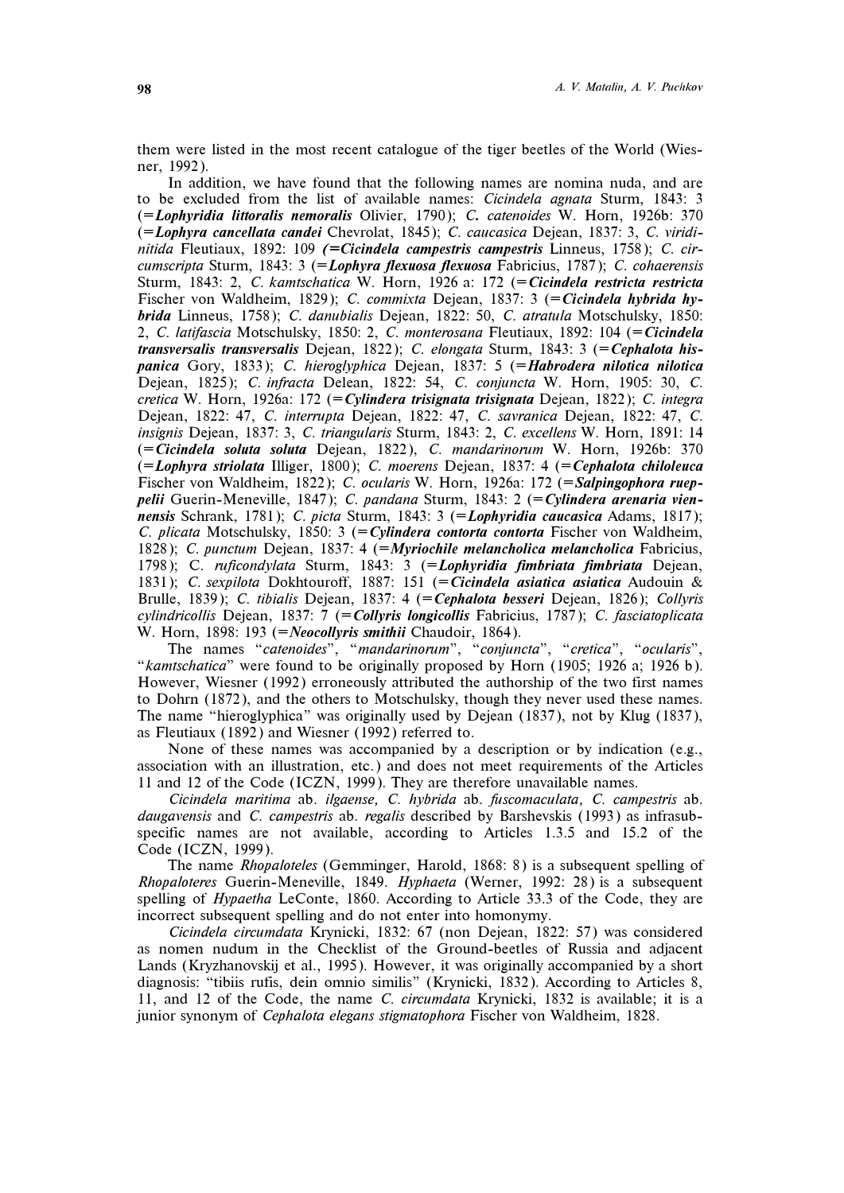them were listed in the most recent catalogue of the tiger beetles of the World (Wiesner, 1992).

In addition, we have found that the following names are nomina nuda, and are to be excluded from the list of available names: *Cicindela agnata* Sturm, 1843: 3 (=***Lophyridia littoralis nemoralis*** Olivier, 1790); *C. catenoides* W. Horn, 1926b: 370 (=***Lophyra cancellata candei*** Chevrolat, 1845); *C. caucasica* Dejean, 1837: 3, *C. viridinitida* Fleutiaux, 1892: 109 (=***Cicindela campestris campestris*** Linneus, 1758); *C. circumscripta* Sturm, 1843: 3 (=***Lophyra flexuosa flexuosa*** Fabricius, 1787); *C. cohaerensis* Sturm, 1843: 2, *C. kamtschatica* W. Horn, 1926 a: 172 (=***Cicindela restricta restricta*** Fischer von Waldheim, 1829); *C. commixta* Dejean, 1837: 3 (=***Cicindela hybrida hybrida*** Linneus, 1758); *C. danubialis* Dejean, 1822: 50, *C. atratula* Motschulsky, 1850: 2, *C. latifascia* Motschulsky, 1850: 2, *C. monterosana* Fleutiaux, 1892: 104 (=***Cicindela transversalis transversalis*** Dejean, 1822); *C. elongata* Sturm, 1843: 3 (=***Cephalota hispanica*** Gory, 1833); *C. hieroglyphica* Dejean, 1837: 5 (=***Habrodera nilotica nilotica*** Dejean, 1825); *C. infracta* Delean, 1822: 54, *C. conjuncta* W. Horn, 1905: 30, *C. cretica* W. Horn, 1926a: 172 (=***Cylindera trisignata trisignata*** Dejean, 1822); *C. integra* Dejean, 1822: 47, *C. interrupta* Dejean, 1822: 47, *C. savranica* Dejean, 1822: 47, *C. insignis* Dejean, 1837: 3, *C. triangularis* Sturm, 1843: 2, *C. excellens* W. Horn, 1891: 14 (=***Cicindela soluta soluta*** Dejean, 1822), *C. mandarinorum* W. Horn, 1926b: 370 (=***Lophyra striolata*** Illiger, 1800); *C. moerens* Dejean, 1837: 4 (=***Cephalota chiloleuca*** Fischer von Waldheim, 1822); *C. ocularis* W. Horn, 1926a: 172 (=***Salpingophora rueppelii*** Guerin-Meneville, 1847); *C. pandana* Sturm, 1843: 2 (=***Cylindera arenaria viennensis*** Schrank, 1781); *C. picta* Sturm, 1843: 3 (=***Lophyridia caucasica*** Adams, 1817); *C. plicata* Motschulsky, 1850: 3 (=***Cylindera contorta contorta*** Fischer von Waldheim, 1828); *C. punctum* Dejean, 1837: 4 (=***Myriochile melancholica melancholica*** Fabricius, 1798); C. *ruficondylata* Sturm, 1843: 3 (=***Lophyridia fimbriata fimbriata*** Dejean, 1831); *C. sexpilota* Dokhtouroff, 1887: 151 (=***Cicindela asiatica asiatica*** Audouin & Brulle, 1839); *C. tibialis* Dejean, 1837: 4 (=***Cephalota besseri*** Dejean, 1826); *Collyris cylindricollis* Dejean, 1837: 7 (=***Collyris longicollis*** Fabricius, 1787); *C. fasciatoplicata* W. Horn, 1898: 193 (=***Neocollyris smithii*** Chaudoir, 1864).

The names "*catenoides*", "*mandarinorum*", "*conjuncta*", "*cretica*", "*ocularis*", "*kamtschatica*" were found to be originally proposed by Horn (1905; 1926 a; 1926 b). However, Wiesner (1992) erroneously attributed the authorship of the two first names to Dohrn (1872), and the others to Motschulsky, though they never used these names. The name "hieroglyphica" was originally used by Dejean (1837), not by Klug (1837), as Fleutiaux (1892) and Wiesner (1992) referred to.

None of these names was accompanied by a description or by indication (e.g., association with an illustration, etc.) and does not meet requirements of the Articles 11 and 12 of the Code (ICZN, 1999). They are therefore unavailable names.

*Cicindela maritima* ab. *ilgaense, C. hybrida* ab. *fuscomaculata, C. campestris* ab. *daugavensis* and *C. campestris* ab. *regalis* described by Barshevskis (1993) as infrasubspecific names are not available, according to Articles 1.3.5 and 15.2 of the Code (ICZN, 1999).

The name *Rhopaloteles* (Gemminger, Harold, 1868: 8) is a subsequent spelling of *Rhopaloteres* Guerin-Meneville, 1849. *Hyphaeta* (Werner, 1992: 28) is a subsequent spelling of *Hypaetha* LeConte, 1860. According to Article 33.3 of the Code, they are incorrect subsequent spelling and do not enter into homonymy.

*Cicindela circumdata* Krynicki, 1832: 67 (non Dejean, 1822: 57) was considered as nomen nudum in the Checklist of the Ground-beetles of Russia and adjacent Lands (Kryzhanovskij et al., 1995). However, it was originally accompanied by a short diagnosis: "tibiis rufis, dein omnio similis" (Krynicki, 1832). According to Articles 8, 11, and 12 of the Code, the name *C. circumdata* Krynicki, 1832 is available; it is a junior synonym of *Cephalota elegans stigmatophora* Fischer von Waldheim, 1828.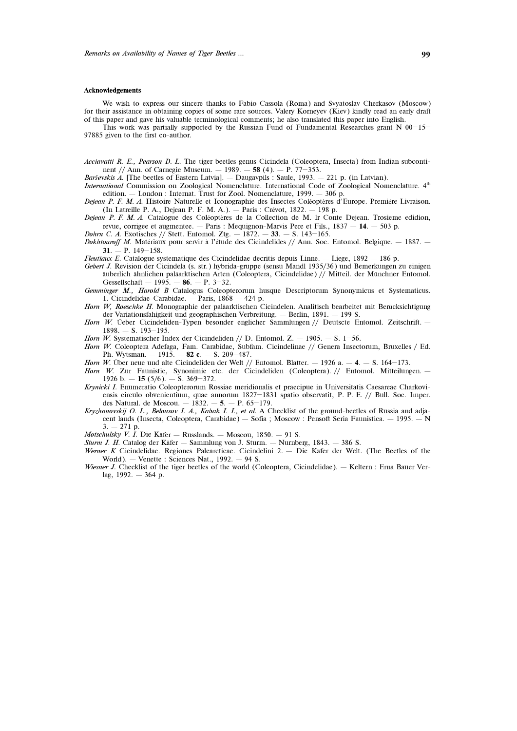### Acknowledgements

We wish to express our sincere thanks to Fabio Cassola (Roma) and Svyatoslav Cherkasov (Moscow) for their assistance in obtaining copies of some rare sources. Valery Korneyev (Kiev) kindly read an early draft of this paper and gave his valuable terminological comments; he also translated this paper into English.

This work was partially supported by the Russian Fund of Fundamental Researches grant N 00–15–97885 given to the first co-author.

*Acciavatti R. E., Pearson D. L.* The tiger beetles genus Cicindela (Coleoptera, Insecta) from Indian subcontinent // Ann. of Carnegie Museum. — 1989. — **58** (4). — P. 77–353.

*Barševskis A.* [The beetles of Eastern Latvia]. — Daugavpils : Saule, 1993. — 221 p. (in Latvian).

*International* Commission on Zoological Nomenclature. International Code of Zoological Nomenclature. 4th edition. — London : Internat. Trust for Zool. Nomenclature, 1999. — 306 p.

*Dejean P. F. M. A.* Histoire Naturelle et Iconographie des Insectes Coléoptères d'Europe. Première Livraison. (In Latreille P. A., Dejean P. F. M. A.). — Paris : Crévot, 1822. — 198 p.

*Dejean P. F. M. A.* Catalogue des Coléoptères de la Collection de M. le Conte Dejean. Trosieme edidion, revue, corrigee et augmentee. — Paris : Mequignon-Marvis Pere et Fils., 1837 — **14**. — 503 p.

*Dohrn C. A.* Exotisches // Stett. Entomol. Ztg. — 1872. — **33**. — S. 143–165.

*Dokhtouroff M.* Matériaux pour servir à l'étude des Cicindelides // Ann. Soc. Entomol. Belgique. — 1887. — **31**. — P. 149–158.

*Fleutiaux E.* Catalogue systematique des Cicindelidae decritis depuis Linne. — Liege, 1892 — 186 p.

*Gebert J.* Revision der Cicindela (s. str.) hybrida-gruppe (sensu Mandl 1935/36) und Bemerkungen zu einigen äuberlich ähnlichen paläarktischen Arten (Coleoptera, Cicindelidae) // Mitteil. der Münchner Entomol. Gessellschaft — 1995. — **86**. — P. 3–32.

*Gemminger M., Harold B* Catalogus Coleopterorum husque Descriptorum Synonymicus et Systematicus. 1. Cicindelidae–Carabidae. — Paris, 1868 — 424 p.

*Horn W, Roeschke H.* Monographie der paläarktischen Cicindelen. Analitisch bearbeitet mit Berücksichtigung der Variationsfähigkeit und geographischen Verbreitung. — Berlin, 1891. — 199 S.

*Horn W.* Ueber Cicindeliden-Typen besonder englicher Sammlungen // Deutscte Entomol. Zeitschrift. — 1898. — S. 193–195.

*Horn W.* Systematischer Index der Cicindeliden // D. Entomol. Z. — 1905. — S. 1–56.

*Horn W.* Coleoptera Adefaga, Fam. Carabidae, Subfam. Cicindelinae // Genera Insectorum, Bruxelles / Ed. Ph. Wytsman. — 1915. — **82 c**. — S. 209–487.

*Horn W.* Über neue und alte Cicindeliden der Welt // Entomol. Blatter. — 1926 a. — **4**. — S. 164–173.

*Horn W.* Zur Faunistic, Synonimie etc. der Cicindeliden (Coleoptera). // Entomol. Mitteilungen. — 1926 b. — **15** (5/6). — S. 369–372.

*Krynicki I.* Enumeratio Coleopterorum Rossiae meridionalis et praecipue in Universitatis Caesareae Charkoviensis circulo obvenientium, quae annorum 1827–1831 spatio observatit, P. P. E. // Bull. Soc. Imper. des Natural. de Moscou. — 1832. — **5**. — P. 65–179.

*Kryzhanovskij O. L., Belousov I. A., Kabak I. I., et al.* A Checklist of the ground-beetles of Russia and adjacent lands (Insecta, Coleoptera, Carabidae) — Sofia ; Moscow : Pensoft Seria Faunistica. — 1995. — N 3. — 271 p.

*Motschulsky V. I.* Die Käfer — Russlands. — Moscou, 1850. — 91 S.

*Sturm J. H.* Catalog der Käfer — Sammlung von J. Sturm. — Nurnberg, 1843. — 386 S.

*Werner K* Cicindelidae. Regiones Palearcticae. Cicindelini 2. — Die Käfer der Welt. (The Beetles of the World). — Venette : Sciences Nat., 1992. — 94 S.

*Wiesner J.* Checklist of the tiger beetles of the world (Coleoptera, Cicindelidae). — Keltern : Erna Bauer Verlag, 1992. — 364 p.